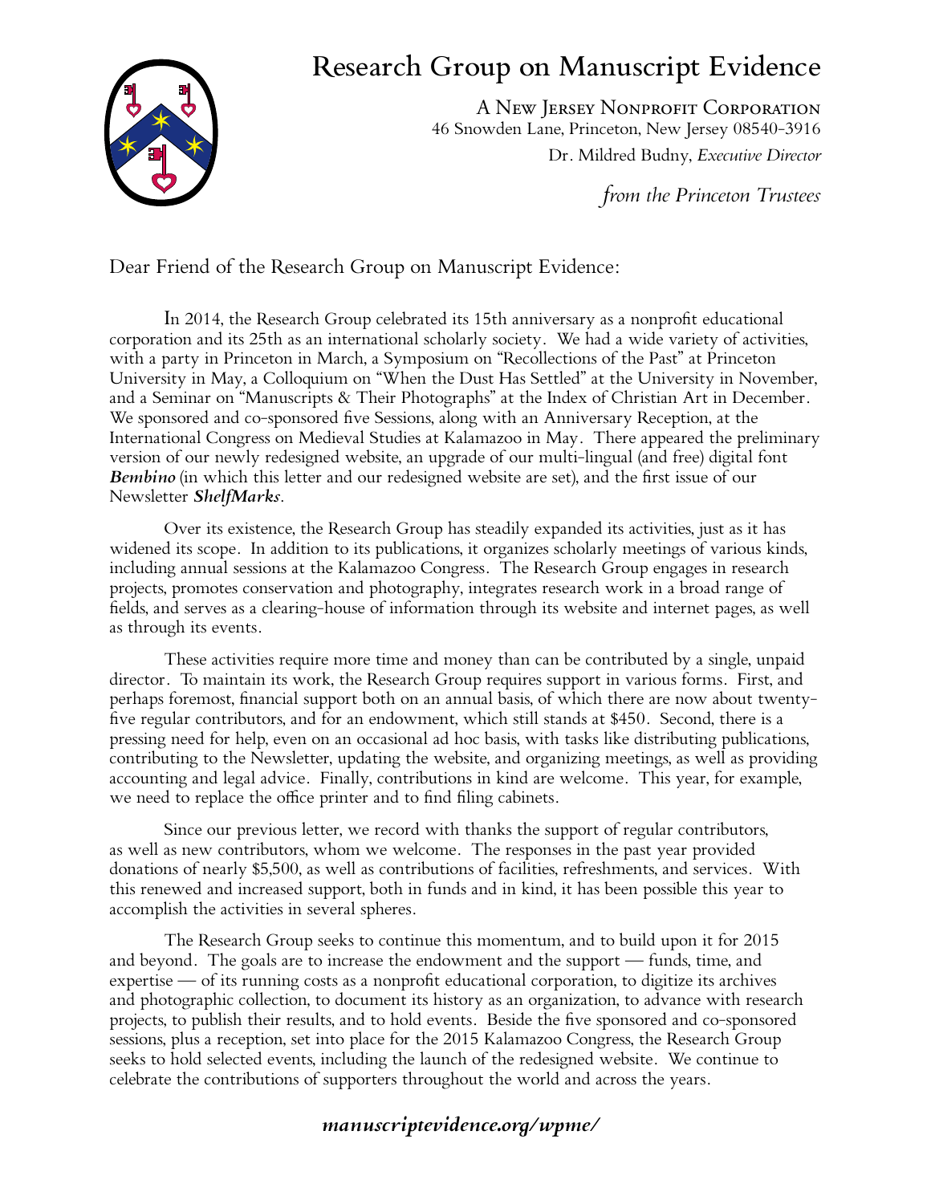# Research Group on Manuscript Evidence

A New Jersey Nonprofit Corporation
46 Snowden Lane, Princeton, New Jersey 08540-3916
Dr. Mildred Budny, *Executive Director*

*from the Princeton Trustees*

Dear Friend of the Research Group on Manuscript Evidence:

In 2014, the Research Group celebrated its 15th anniversary as a nonprofit educational corporation and its 25th as an international scholarly society. We had a wide variety of activities, with a party in Princeton in March, a Symposium on "Recollections of the Past" at Princeton University in May, a Colloquium on "When the Dust Has Settled" at the University in November, and a Seminar on "Manuscripts & Their Photographs" at the Index of Christian Art in December. We sponsored and co-sponsored five Sessions, along with an Anniversary Reception, at the International Congress on Medieval Studies at Kalamazoo in May. There appeared the preliminary version of our newly redesigned website, an upgrade of our multi-lingual (and free) digital font ***Bembino*** (in which this letter and our redesigned website are set), and the first issue of our Newsletter ***ShelfMarks***.

Over its existence, the Research Group has steadily expanded its activities, just as it has widened its scope. In addition to its publications, it organizes scholarly meetings of various kinds, including annual sessions at the Kalamazoo Congress. The Research Group engages in research projects, promotes conservation and photography, integrates research work in a broad range of fields, and serves as a clearing-house of information through its website and internet pages, as well as through its events.

These activities require more time and money than can be contributed by a single, unpaid director. To maintain its work, the Research Group requires support in various forms. First, and perhaps foremost, financial support both on an annual basis, of which there are now about twenty-five regular contributors, and for an endowment, which still stands at $450. Second, there is a pressing need for help, even on an occasional ad hoc basis, with tasks like distributing publications, contributing to the Newsletter, updating the website, and organizing meetings, as well as providing accounting and legal advice. Finally, contributions in kind are welcome. This year, for example, we need to replace the office printer and to find filing cabinets.

Since our previous letter, we record with thanks the support of regular contributors, as well as new contributors, whom we welcome. The responses in the past year provided donations of nearly $5,500, as well as contributions of facilities, refreshments, and services. With this renewed and increased support, both in funds and in kind, it has been possible this year to accomplish the activities in several spheres.

The Research Group seeks to continue this momentum, and to build upon it for 2015 and beyond. The goals are to increase the endowment and the support — funds, time, and expertise — of its running costs as a nonprofit educational corporation, to digitize its archives and photographic collection, to document its history as an organization, to advance with research projects, to publish their results, and to hold events. Beside the five sponsored and co-sponsored sessions, plus a reception, set into place for the 2015 Kalamazoo Congress, the Research Group seeks to hold selected events, including the launch of the redesigned website. We continue to celebrate the contributions of supporters throughout the world and across the years.

***manuscriptevidence.org/wpme/***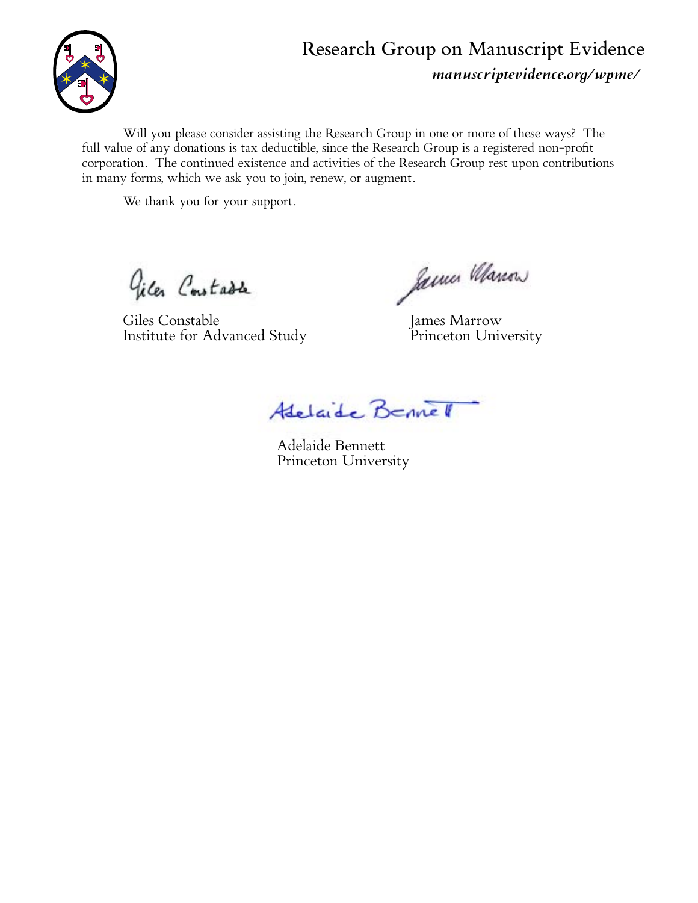# Research Group on Manuscript Evidence

***manuscriptevidence.org/wpme/***

Will you please consider assisting the Research Group in one or more of these ways? The full value of any donations is tax deductible, since the Research Group is a registered non-profit corporation. The continued existence and activities of the Research Group rest upon contributions in many forms, which we ask you to join, renew, or augment.

We thank you for your support.

Giles Constable
Institute for Advanced Study

James Marrow
Princeton University

Adelaide Bennett
Princeton University